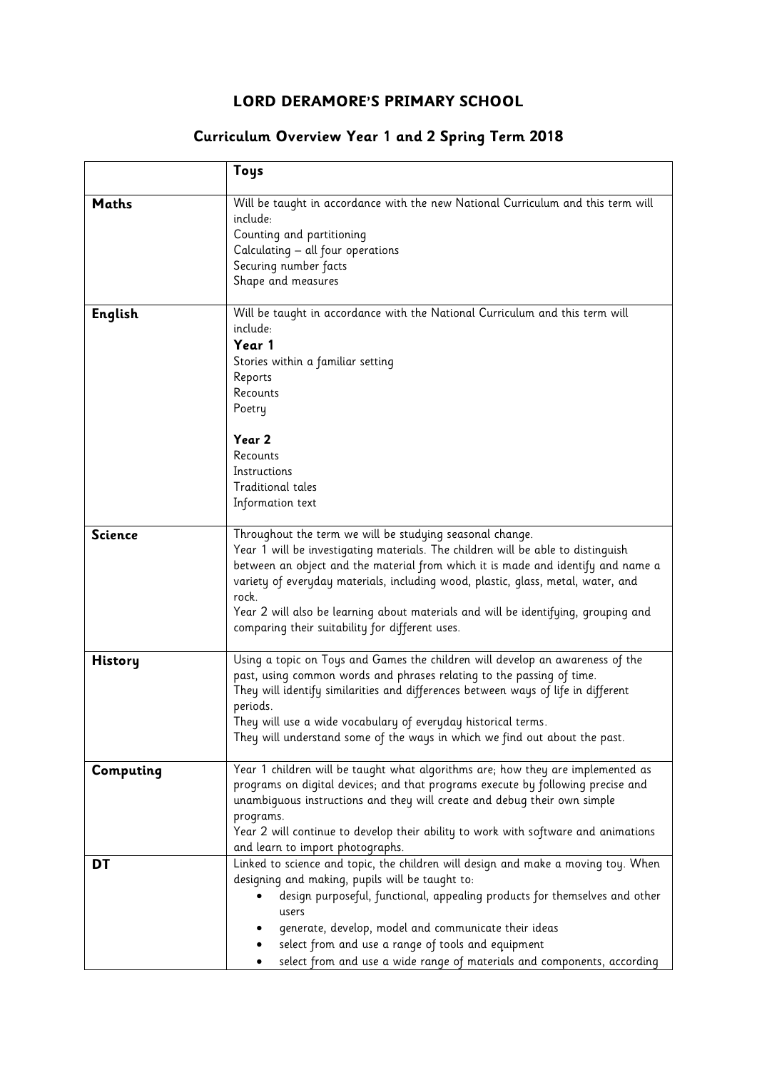# LORD DERAMORE'S PRIMARY SCHOOL

## Curriculum Overview Year 1 and 2 Spring Term 2018

| | **Toys** |
|---|---|
| **Maths** | Will be taught in accordance with the new National Curriculum and this term will include:<br>Counting and partitioning<br>Calculating – all four operations<br>Securing number facts<br>Shape and measures |
| **English** | Will be taught in accordance with the National Curriculum and this term will include:<br>**Year 1**<br>Stories within a familiar setting<br>Reports<br>Recounts<br>Poetry<br><br>**Year 2**<br>Recounts<br>Instructions<br>Traditional tales<br>Information text |
| **Science** | Throughout the term we will be studying seasonal change.<br>Year 1 will be investigating materials. The children will be able to distinguish between an object and the material from which it is made and identify and name a variety of everyday materials, including wood, plastic, glass, metal, water, and rock.<br>Year 2 will also be learning about materials and will be identifying, grouping and comparing their suitability for different uses. |
| **History** | Using a topic on Toys and Games the children will develop an awareness of the past, using common words and phrases relating to the passing of time.<br>They will identify similarities and differences between ways of life in different periods.<br>They will use a wide vocabulary of everyday historical terms.<br>They will understand some of the ways in which we find out about the past. |
| **Computing** | Year 1 children will be taught what algorithms are; how they are implemented as programs on digital devices; and that programs execute by following precise and unambiguous instructions and they will create and debug their own simple programs.<br>Year 2 will continue to develop their ability to work with software and animations and learn to import photographs. |
| **DT** | Linked to science and topic, the children will design and make a moving toy. When designing and making, pupils will be taught to:<br>• design purposeful, functional, appealing products for themselves and other users<br>• generate, develop, model and communicate their ideas<br>• select from and use a range of tools and equipment<br>• select from and use a wide range of materials and components, according |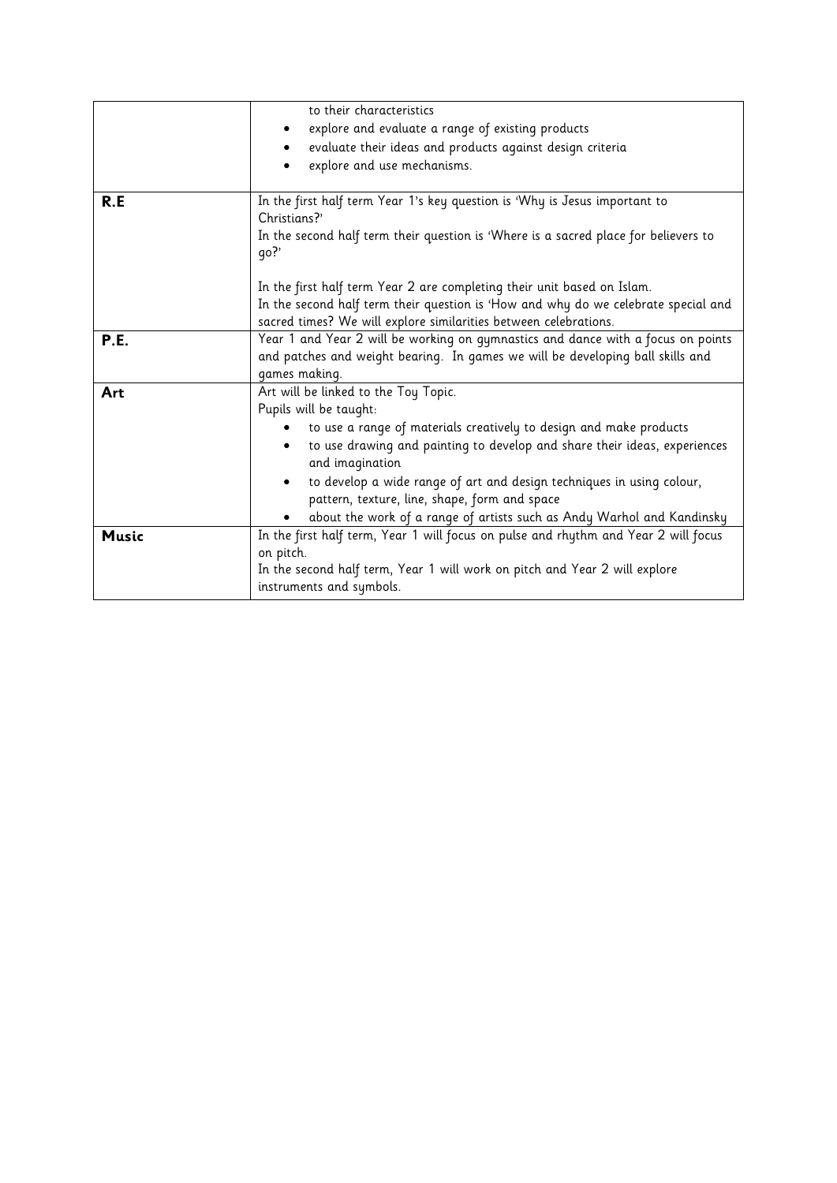| | |
|---|---|
| | to their characteristics<br>• explore and evaluate a range of existing products<br>• evaluate their ideas and products against design criteria<br>• explore and use mechanisms. |
| **R.E** | In the first half term Year 1's key question is 'Why is Jesus important to Christians?'<br>In the second half term their question is 'Where is a sacred place for believers to go?'<br><br>In the first half term Year 2 are completing their unit based on Islam.<br>In the second half term their question is 'How and why do we celebrate special and sacred times? We will explore similarities between celebrations. |
| **P.E.** | Year 1 and Year 2 will be working on gymnastics and dance with a focus on points and patches and weight bearing. In games we will be developing ball skills and games making. |
| **Art** | Art will be linked to the Toy Topic.<br>Pupils will be taught:<br>• to use a range of materials creatively to design and make products<br>• to use drawing and painting to develop and share their ideas, experiences and imagination<br>• to develop a wide range of art and design techniques in using colour, pattern, texture, line, shape, form and space<br>• about the work of a range of artists such as Andy Warhol and Kandinsky |
| **Music** | In the first half term, Year 1 will focus on pulse and rhythm and Year 2 will focus on pitch.<br>In the second half term, Year 1 will work on pitch and Year 2 will explore instruments and symbols. |